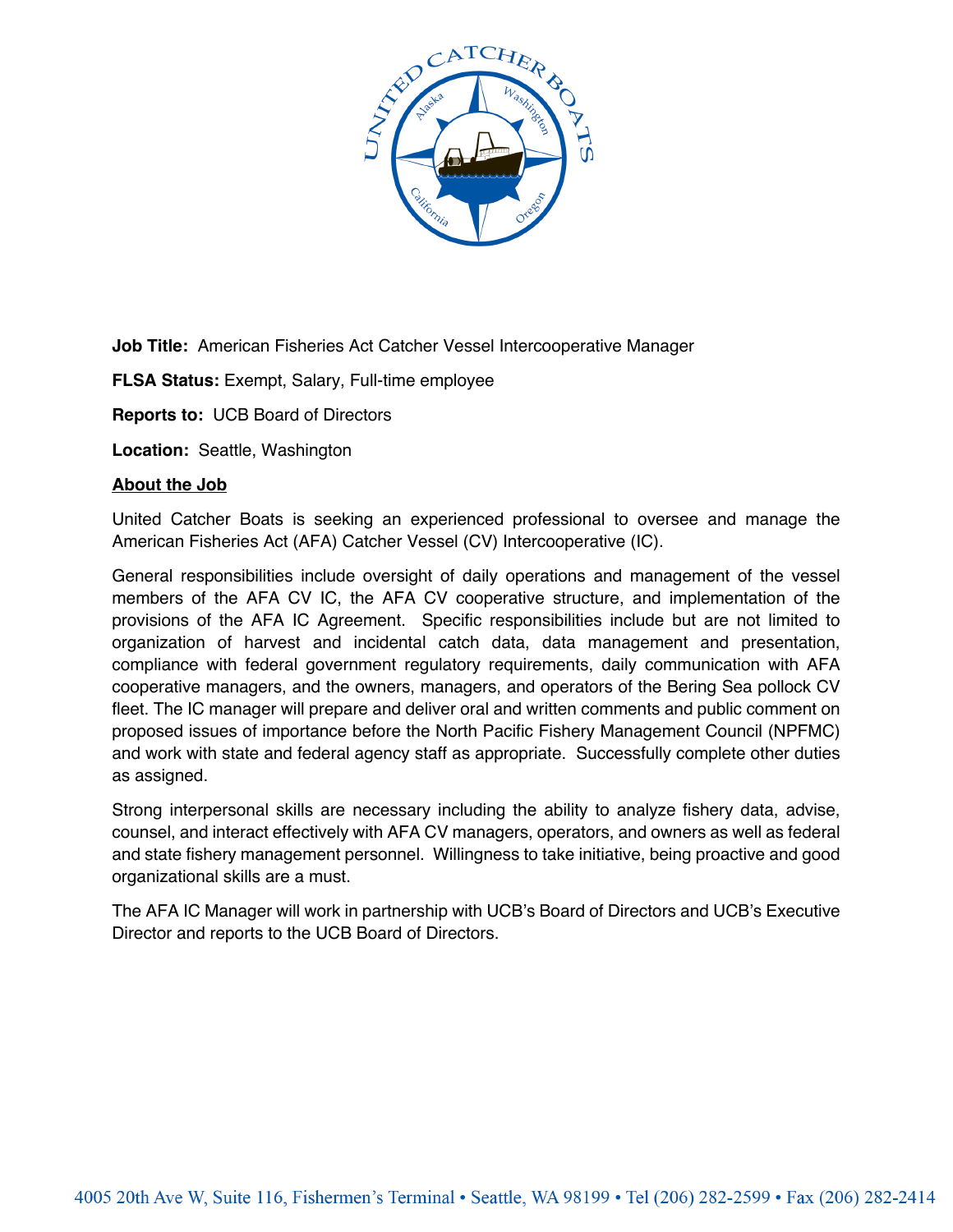**Job Title:** American Fisheries Act Catcher Vessel Intercooperative Manager

**FLSA Status:** Exempt, Salary, Full-time employee

**Reports to:** UCB Board of Directors

**Location:** Seattle, Washington

## About the Job

United Catcher Boats is seeking an experienced professional to oversee and manage the American Fisheries Act (AFA) Catcher Vessel (CV) Intercooperative (IC).

General responsibilities include oversight of daily operations and management of the vessel members of the AFA CV IC, the AFA CV cooperative structure, and implementation of the provisions of the AFA IC Agreement. Specific responsibilities include but are not limited to organization of harvest and incidental catch data, data management and presentation, compliance with federal government regulatory requirements, daily communication with AFA cooperative managers, and the owners, managers, and operators of the Bering Sea pollock CV fleet. The IC manager will prepare and deliver oral and written comments and public comment on proposed issues of importance before the North Pacific Fishery Management Council (NPFMC) and work with state and federal agency staff as appropriate. Successfully complete other duties as assigned.

Strong interpersonal skills are necessary including the ability to analyze fishery data, advise, counsel, and interact effectively with AFA CV managers, operators, and owners as well as federal and state fishery management personnel. Willingness to take initiative, being proactive and good organizational skills are a must.

The AFA IC Manager will work in partnership with UCB's Board of Directors and UCB's Executive Director and reports to the UCB Board of Directors.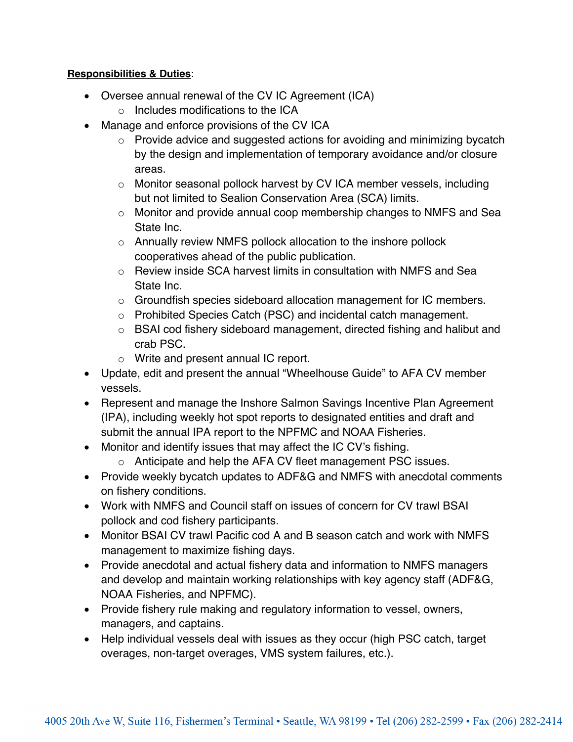**Responsibilities & Duties**:

- Oversee annual renewal of the CV IC Agreement (ICA)
  - Includes modifications to the ICA
- Manage and enforce provisions of the CV ICA
  - Provide advice and suggested actions for avoiding and minimizing bycatch by the design and implementation of temporary avoidance and/or closure areas.
  - Monitor seasonal pollock harvest by CV ICA member vessels, including but not limited to Sealion Conservation Area (SCA) limits.
  - Monitor and provide annual coop membership changes to NMFS and Sea State Inc.
  - Annually review NMFS pollock allocation to the inshore pollock cooperatives ahead of the public publication.
  - Review inside SCA harvest limits in consultation with NMFS and Sea State Inc.
  - Groundfish species sideboard allocation management for IC members.
  - Prohibited Species Catch (PSC) and incidental catch management.
  - BSAI cod fishery sideboard management, directed fishing and halibut and crab PSC.
  - Write and present annual IC report.
- Update, edit and present the annual "Wheelhouse Guide" to AFA CV member vessels.
- Represent and manage the Inshore Salmon Savings Incentive Plan Agreement (IPA), including weekly hot spot reports to designated entities and draft and submit the annual IPA report to the NPFMC and NOAA Fisheries.
- Monitor and identify issues that may affect the IC CV's fishing.
  - Anticipate and help the AFA CV fleet management PSC issues.
- Provide weekly bycatch updates to ADF&G and NMFS with anecdotal comments on fishery conditions.
- Work with NMFS and Council staff on issues of concern for CV trawl BSAI pollock and cod fishery participants.
- Monitor BSAI CV trawl Pacific cod A and B season catch and work with NMFS management to maximize fishing days.
- Provide anecdotal and actual fishery data and information to NMFS managers and develop and maintain working relationships with key agency staff (ADF&G, NOAA Fisheries, and NPFMC).
- Provide fishery rule making and regulatory information to vessel, owners, managers, and captains.
- Help individual vessels deal with issues as they occur (high PSC catch, target overages, non-target overages, VMS system failures, etc.).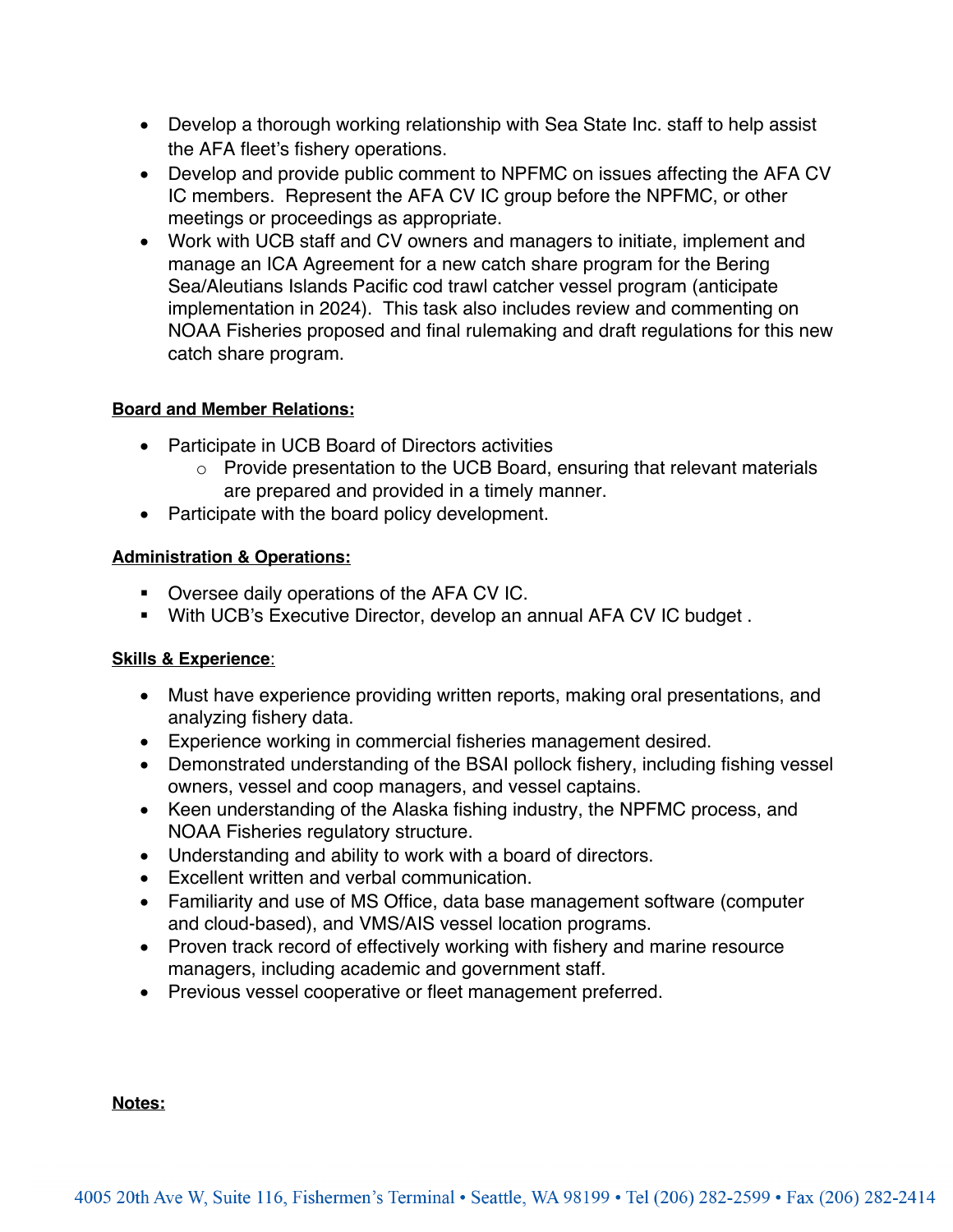- Develop a thorough working relationship with Sea State Inc. staff to help assist the AFA fleet's fishery operations.
- Develop and provide public comment to NPFMC on issues affecting the AFA CV IC members. Represent the AFA CV IC group before the NPFMC, or other meetings or proceedings as appropriate.
- Work with UCB staff and CV owners and managers to initiate, implement and manage an ICA Agreement for a new catch share program for the Bering Sea/Aleutians Islands Pacific cod trawl catcher vessel program (anticipate implementation in 2024). This task also includes review and commenting on NOAA Fisheries proposed and final rulemaking and draft regulations for this new catch share program.

**Board and Member Relations:**

- Participate in UCB Board of Directors activities
  - Provide presentation to the UCB Board, ensuring that relevant materials are prepared and provided in a timely manner.
- Participate with the board policy development.

**Administration & Operations:**

- Oversee daily operations of the AFA CV IC.
- With UCB's Executive Director, develop an annual AFA CV IC budget .

**Skills & Experience**:

- Must have experience providing written reports, making oral presentations, and analyzing fishery data.
- Experience working in commercial fisheries management desired.
- Demonstrated understanding of the BSAI pollock fishery, including fishing vessel owners, vessel and coop managers, and vessel captains.
- Keen understanding of the Alaska fishing industry, the NPFMC process, and NOAA Fisheries regulatory structure.
- Understanding and ability to work with a board of directors.
- Excellent written and verbal communication.
- Familiarity and use of MS Office, data base management software (computer and cloud-based), and VMS/AIS vessel location programs.
- Proven track record of effectively working with fishery and marine resource managers, including academic and government staff.
- Previous vessel cooperative or fleet management preferred.

**Notes:**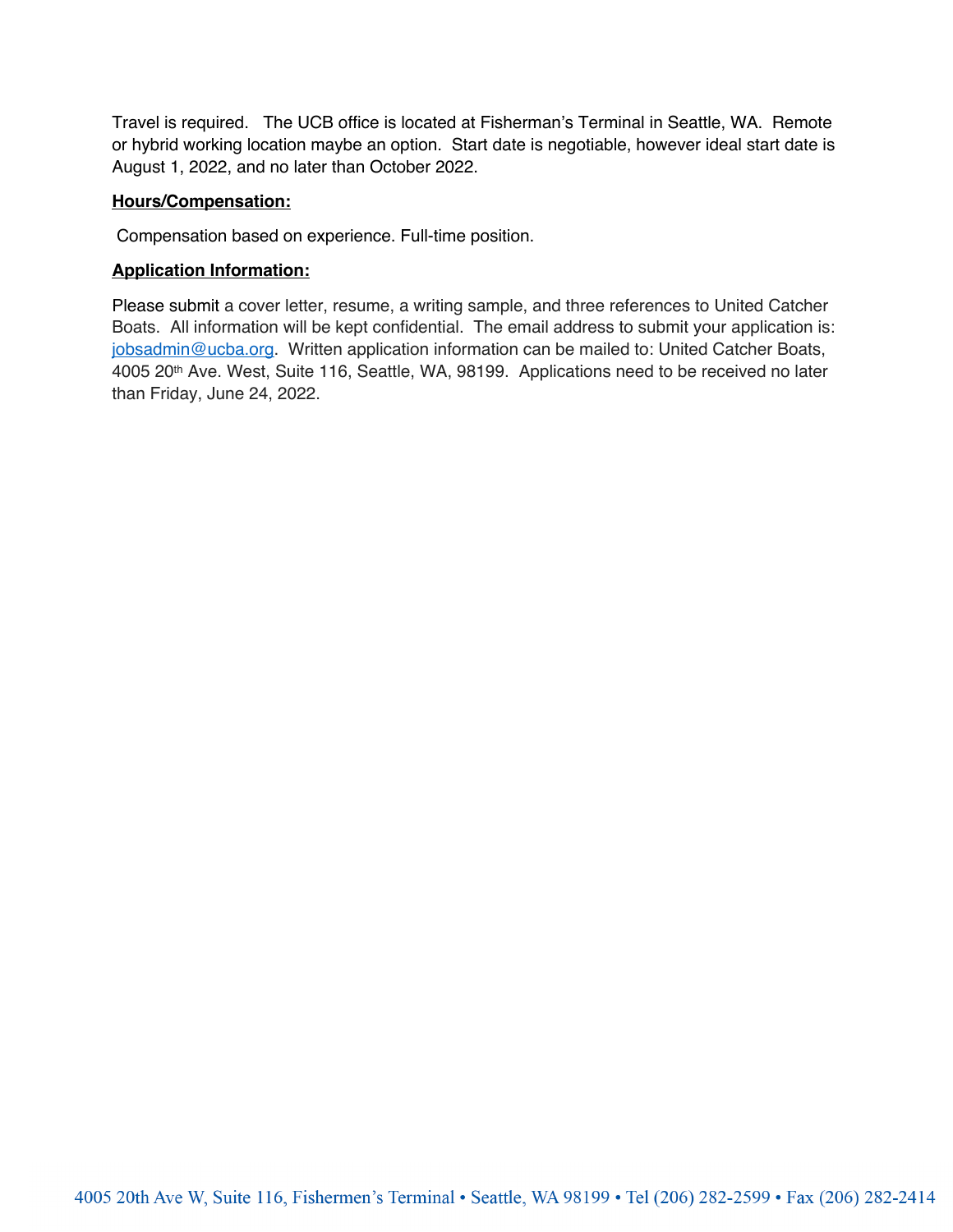Travel is required. The UCB office is located at Fisherman's Terminal in Seattle, WA. Remote or hybrid working location maybe an option. Start date is negotiable, however ideal start date is August 1, 2022, and no later than October 2022.

**Hours/Compensation:**

Compensation based on experience. Full-time position.

**Application Information:**

Please submit a cover letter, resume, a writing sample, and three references to United Catcher Boats. All information will be kept confidential. The email address to submit your application is: jobsadmin@ucba.org. Written application information can be mailed to: United Catcher Boats, 4005 20th Ave. West, Suite 116, Seattle, WA, 98199. Applications need to be received no later than Friday, June 24, 2022.